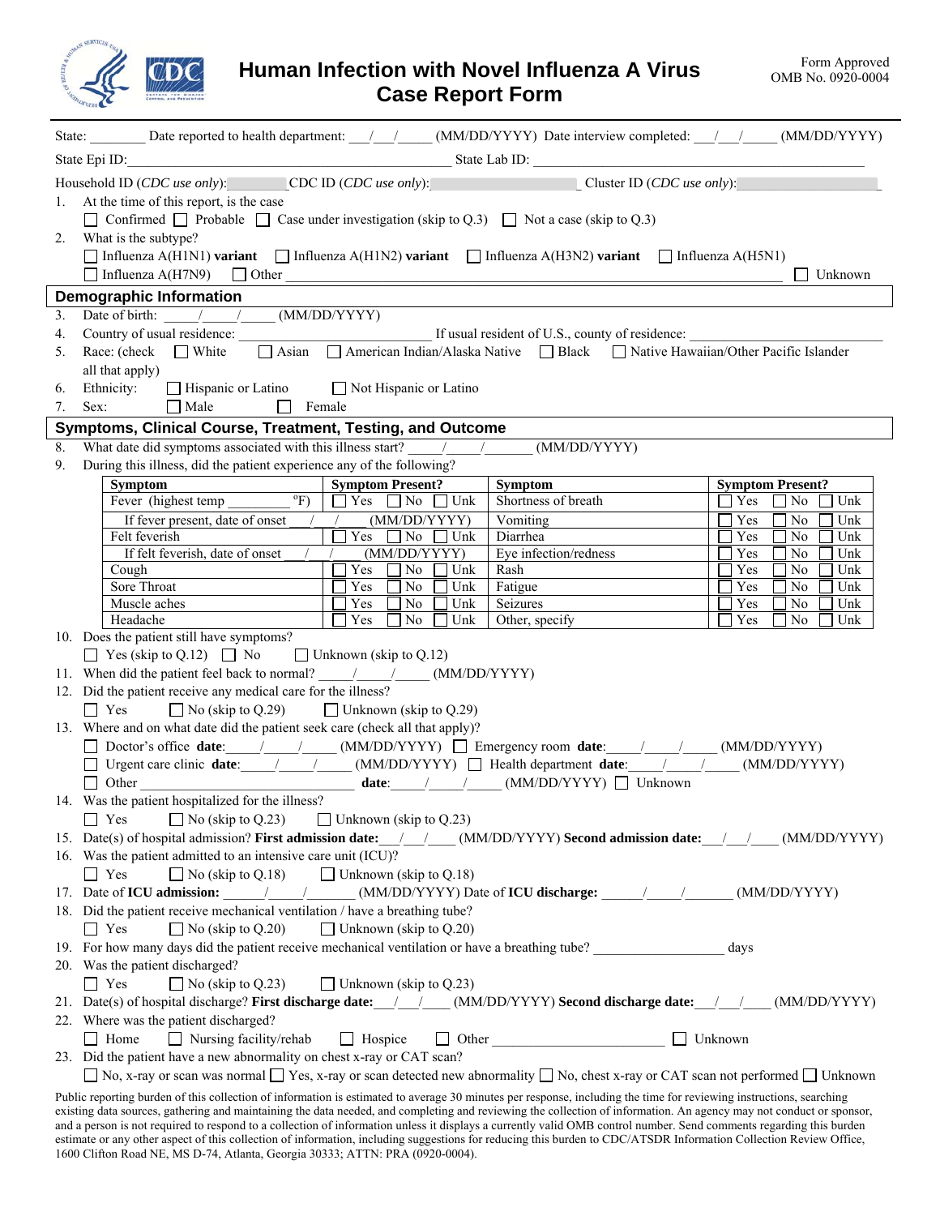# Human Infection with Novel Influenza A Virus Case Report Form

Form Approved
OMB No. 0920-0004

State: ________ Date reported to health department: ___/___/_____ (MM/DD/YYYY) Date interview completed: ___/___/_____ (MM/DD/YYYY)

State Epi ID: ______________________________ State Lab ID: ______________________________

Household ID (*CDC use only*): ________ CDC ID (*CDC use only*): ________ Cluster ID (*CDC use only*): ________

1. At the time of this report, is the case
   ☐ Confirmed ☐ Probable ☐ Case under investigation (skip to Q.3) ☐ Not a case (skip to Q.3)
2. What is the subtype?
   ☐ Influenza A(H1N1) **variant** ☐ Influenza A(H1N2) **variant** ☐ Influenza A(H3N2) **variant** ☐ Influenza A(H5N1)
   ☐ Influenza A(H7N9) ☐ Other ______________________________ ☐ Unknown

## Demographic Information

3. Date of birth: _____/_____/_____ (MM/DD/YYYY)
4. Country of usual residence: ______________________ If usual resident of U.S., county of residence: ______________________
5. Race: (check all that apply) ☐ White ☐ Asian ☐ American Indian/Alaska Native ☐ Black ☐ Native Hawaiian/Other Pacific Islander
6. Ethnicity: ☐ Hispanic or Latino ☐ Not Hispanic or Latino
7. Sex: ☐ Male ☐ Female

## Symptoms, Clinical Course, Treatment, Testing, and Outcome

8. What date did symptoms associated with this illness start? _____/_____/______ (MM/DD/YYYY)
9. During this illness, did the patient experience any of the following?

| Symptom | Symptom Present? | Symptom | Symptom Present? |
|---|---|---|---|
| Fever (highest temp ________ °F) | ☐ Yes ☐ No ☐ Unk | Shortness of breath | ☐ Yes ☐ No ☐ Unk |
| If fever present, date of onset ___/___/___ (MM/DD/YYYY) | | Vomiting | ☐ Yes ☐ No ☐ Unk |
| Felt feverish | ☐ Yes ☐ No ☐ Unk | Diarrhea | ☐ Yes ☐ No ☐ Unk |
| If felt feverish, date of onset ___/___/___ (MM/DD/YYYY) | | Eye infection/redness | ☐ Yes ☐ No ☐ Unk |
| Cough | ☐ Yes ☐ No ☐ Unk | Rash | ☐ Yes ☐ No ☐ Unk |
| Sore Throat | ☐ Yes ☐ No ☐ Unk | Fatigue | ☐ Yes ☐ No ☐ Unk |
| Muscle aches | ☐ Yes ☐ No ☐ Unk | Seizures | ☐ Yes ☐ No ☐ Unk |
| Headache | ☐ Yes ☐ No ☐ Unk | Other, specify | ☐ Yes ☐ No ☐ Unk |

10. Does the patient still have symptoms?
    ☐ Yes (skip to Q.12) ☐ No ☐ Unknown (skip to Q.12)
11. When did the patient feel back to normal? _____/_____/_____ (MM/DD/YYYY)
12. Did the patient receive any medical care for the illness?
    ☐ Yes ☐ No (skip to Q.29) ☐ Unknown (skip to Q.29)
13. Where and on what date did the patient seek care (check all that apply)?
    ☐ Doctor's office **date**:_____/_____/_____ (MM/DD/YYYY) ☐ Emergency room **date**:_____/_____/_____ (MM/DD/YYYY)
    ☐ Urgent care clinic **date**:_____/_____/_____ (MM/DD/YYYY) ☐ Health department **date**:_____/_____/_____ (MM/DD/YYYY)
    ☐ Other ______________________ **date**:_____/_____/_____ (MM/DD/YYYY) ☐ Unknown
14. Was the patient hospitalized for the illness?
    ☐ Yes ☐ No (skip to Q.23) ☐ Unknown (skip to Q.23)
15. Date(s) of hospital admission? **First admission date:**___/___/____ (MM/DD/YYYY) **Second admission date:**___/___/____ (MM/DD/YYYY)
16. Was the patient admitted to an intensive care unit (ICU)?
    ☐ Yes ☐ No (skip to Q.18) ☐ Unknown (skip to Q.18)
17. Date of **ICU admission:** ______/_____/______ (MM/DD/YYYY) Date of **ICU discharge:** ______/_____/_______ (MM/DD/YYYY)
18. Did the patient receive mechanical ventilation / have a breathing tube?
    ☐ Yes ☐ No (skip to Q.20) ☐ Unknown (skip to Q.20)
19. For how many days did the patient receive mechanical ventilation or have a breathing tube? __________________ days
20. Was the patient discharged?
    ☐ Yes ☐ No (skip to Q.23) ☐ Unknown (skip to Q.23)
21. Date(s) of hospital discharge? **First discharge date:**___/___/____ (MM/DD/YYYY) **Second discharge date:**___/___/____ (MM/DD/YYYY)
22. Where was the patient discharged?
    ☐ Home ☐ Nursing facility/rehab ☐ Hospice ☐ Other ______________________ ☐ Unknown
23. Did the patient have a new abnormality on chest x-ray or CAT scan?
    ☐ No, x-ray or scan was normal ☐ Yes, x-ray or scan detected new abnormality ☐ No, chest x-ray or CAT scan not performed ☐ Unknown

Public reporting burden of this collection of information is estimated to average 30 minutes per response, including the time for reviewing instructions, searching existing data sources, gathering and maintaining the data needed, and completing and reviewing the collection of information. An agency may not conduct or sponsor, and a person is not required to respond to a collection of information unless it displays a currently valid OMB control number. Send comments regarding this burden estimate or any other aspect of this collection of information, including suggestions for reducing this burden to CDC/ATSDR Information Collection Review Office, 1600 Clifton Road NE, MS D-74, Atlanta, Georgia 30333; ATTN: PRA (0920-0004).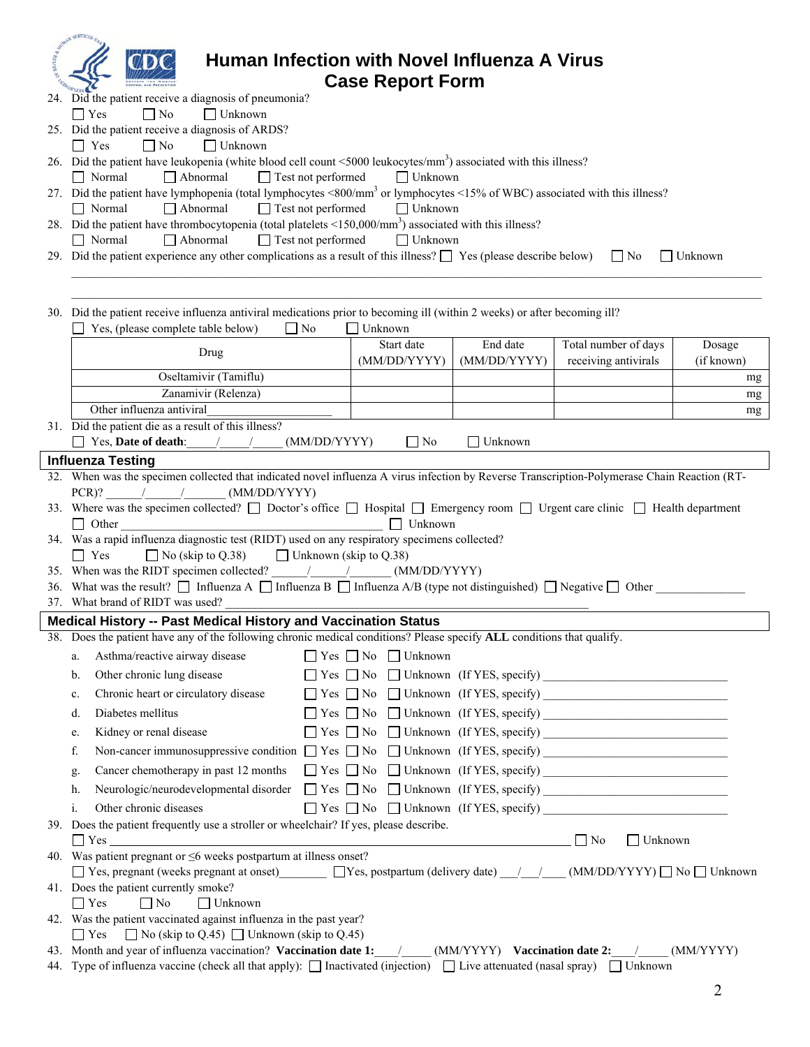# Human Infection with Novel Influenza A Virus Case Report Form

24. Did the patient receive a diagnosis of pneumonia?
 ☐ Yes ☐ No ☐ Unknown
25. Did the patient receive a diagnosis of ARDS?
 ☐ Yes ☐ No ☐ Unknown
26. Did the patient have leukopenia (white blood cell count <5000 leukocytes/mm$^3$) associated with this illness?
 ☐ Normal ☐ Abnormal ☐ Test not performed ☐ Unknown
27. Did the patient have lymphopenia (total lymphocytes <800/mm$^3$ or lymphocytes <15% of WBC) associated with this illness?
 ☐ Normal ☐ Abnormal ☐ Test not performed ☐ Unknown
28. Did the patient have thrombocytopenia (total platelets <150,000/mm$^3$) associated with this illness?
 ☐ Normal ☐ Abnormal ☐ Test not performed ☐ Unknown
29. Did the patient experience any other complications as a result of this illness? ☐ Yes (please describe below) ☐ No ☐ Unknown

 ______________________________________________________________________________

 ______________________________________________________________________________

30. Did the patient receive influenza antiviral medications prior to becoming ill (within 2 weeks) or after becoming ill?
 ☐ Yes, (please complete table below) ☐ No ☐ Unknown

| Drug | Start date (MM/DD/YYYY) | End date (MM/DD/YYYY) | Total number of days receiving antivirals | Dosage (if known) |
|---|---|---|---|---|
| Oseltamivir (Tamiflu) | | | | mg |
| Zanamivir (Relenza) | | | | mg |
| Other influenza antiviral______________ | | | | mg |

31. Did the patient die as a result of this illness?
 ☐ Yes, **Date of death**:____/____/____ (MM/DD/YYYY) ☐ No ☐ Unknown

## Influenza Testing

32. When was the specimen collected that indicated novel influenza A virus infection by Reverse Transcription-Polymerase Chain Reaction (RT-PCR)? _____/_____/______ (MM/DD/YYYY)
33. Where was the specimen collected? ☐ Doctor's office ☐ Hospital ☐ Emergency room ☐ Urgent care clinic ☐ Health department
 ☐ Other ________________________________________ ☐ Unknown
34. Was a rapid influenza diagnostic test (RIDT) used on any respiratory specimens collected?
 ☐ Yes ☐ No (skip to Q.38) ☐ Unknown (skip to Q.38)
35. When was the RIDT specimen collected? _____/_____/______ (MM/DD/YYYY)
36. What was the result? ☐ Influenza A ☐ Influenza B ☐ Influenza A/B (type not distinguished) ☐ Negative ☐ Other ______________
37. What brand of RIDT was used? ________________________________________________________________

## Medical History -- Past Medical History and Vaccination Status

38. Does the patient have any of the following chronic medical conditions? Please specify **ALL** conditions that qualify.
 a. Asthma/reactive airway disease ☐ Yes ☐ No ☐ Unknown
 b. Other chronic lung disease ☐ Yes ☐ No ☐ Unknown (If YES, specify) ____________________________
 c. Chronic heart or circulatory disease ☐ Yes ☐ No ☐ Unknown (If YES, specify) ____________________________
 d. Diabetes mellitus ☐ Yes ☐ No ☐ Unknown (If YES, specify) ____________________________
 e. Kidney or renal disease ☐ Yes ☐ No ☐ Unknown (If YES, specify) ____________________________
 f. Non-cancer immunosuppressive condition ☐ Yes ☐ No ☐ Unknown (If YES, specify) ____________________________
 g. Cancer chemotherapy in past 12 months ☐ Yes ☐ No ☐ Unknown (If YES, specify) ____________________________
 h. Neurologic/neurodevelopmental disorder ☐ Yes ☐ No ☐ Unknown (If YES, specify) ____________________________
 i. Other chronic diseases ☐ Yes ☐ No ☐ Unknown (If YES, specify) ____________________________
39. Does the patient frequently use a stroller or wheelchair? If yes, please describe.
 ☐ Yes ________________________________________________________________ ☐ No ☐ Unknown
40. Was patient pregnant or ≤6 weeks postpartum at illness onset?
 ☐ Yes, pregnant (weeks pregnant at onset)________ ☐Yes, postpartum (delivery date) ___/___/___ (MM/DD/YYYY) ☐ No ☐ Unknown
41. Does the patient currently smoke?
 ☐ Yes ☐ No ☐ Unknown
42. Was the patient vaccinated against influenza in the past year?
 ☐ Yes ☐ No (skip to Q.45) ☐ Unknown (skip to Q.45)
43. Month and year of influenza vaccination? **Vaccination date 1:**____/_____ (MM/YYYY) **Vaccination date 2:**____/_____ (MM/YYYY)
44. Type of influenza vaccine (check all that apply): ☐ Inactivated (injection) ☐ Live attenuated (nasal spray) ☐ Unknown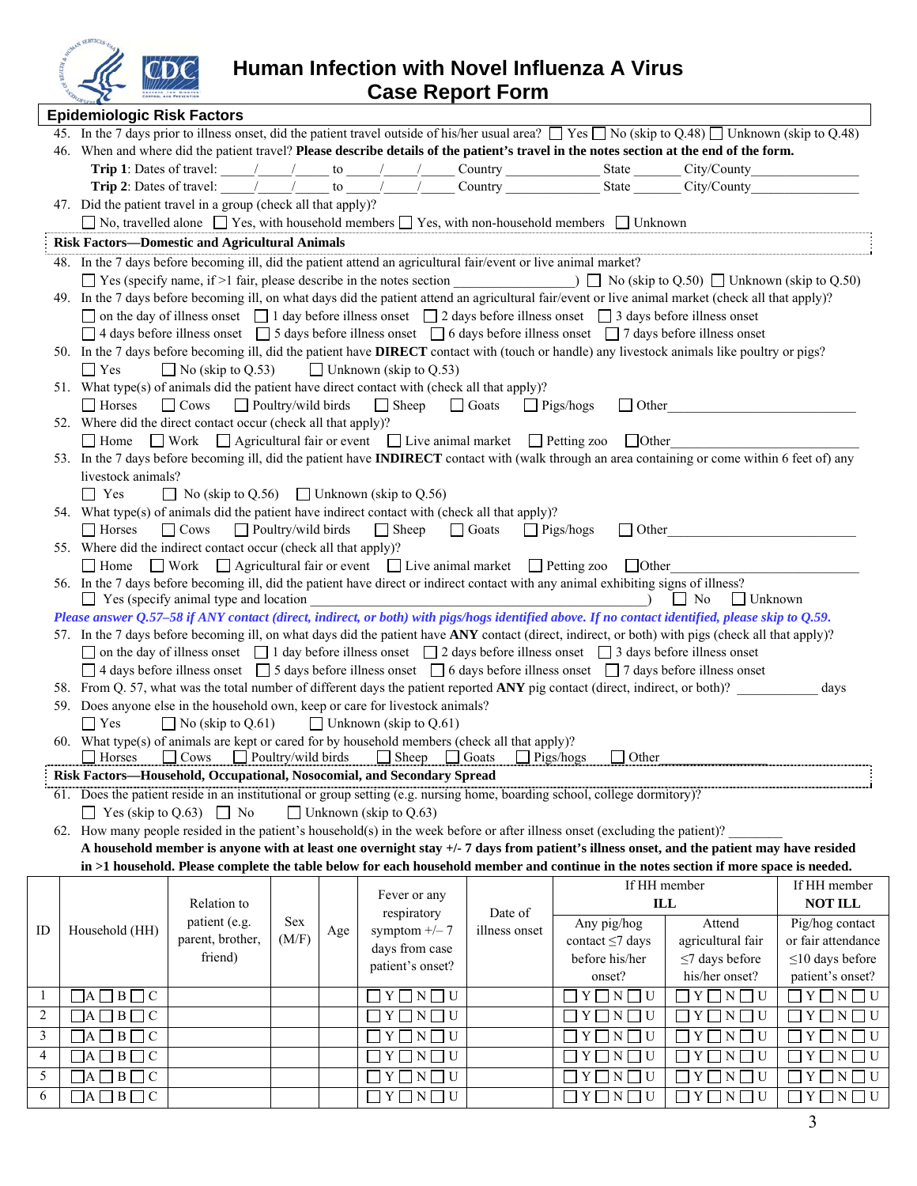# Human Infection with Novel Influenza A Virus Case Report Form

## Epidemiologic Risk Factors

45. In the 7 days prior to illness onset, did the patient travel outside of his/her usual area? ☐ Yes ☐ No (skip to Q.48) ☐ Unknown (skip to Q.48)

46. When and where did the patient travel? **Please describe details of the patient's travel in the notes section at the end of the form.**

    **Trip 1**: Dates of travel: \_\_\_\_/\_\_\_\_/\_\_\_\_ to \_\_\_\_/\_\_\_\_/\_\_\_\_ Country \_\_\_\_\_\_\_\_\_\_\_\_ State \_\_\_\_\_\_ City/County\_\_\_\_\_\_\_\_\_\_\_\_\_\_

    **Trip 2**: Dates of travel: \_\_\_\_/\_\_\_\_/\_\_\_\_ to \_\_\_\_/\_\_\_\_/\_\_\_\_ Country \_\_\_\_\_\_\_\_\_\_\_\_ State \_\_\_\_\_\_ City/County\_\_\_\_\_\_\_\_\_\_\_\_\_\_

47. Did the patient travel in a group (check all that apply)?

    ☐ No, travelled alone ☐ Yes, with household members ☐ Yes, with non-household members ☐ Unknown

### Risk Factors—Domestic and Agricultural Animals

48. In the 7 days before becoming ill, did the patient attend an agricultural fair/event or live animal market?

    ☐ Yes (specify name, if >1 fair, please describe in the notes section \_\_\_\_\_\_\_\_\_\_\_\_\_\_\_\_) ☐ No (skip to Q.50) ☐ Unknown (skip to Q.50)

49. In the 7 days before becoming ill, on what days did the patient attend an agricultural fair/event or live animal market (check all that apply)?

    ☐ on the day of illness onset ☐ 1 day before illness onset ☐ 2 days before illness onset ☐ 3 days before illness onset
    ☐ 4 days before illness onset ☐ 5 days before illness onset ☐ 6 days before illness onset ☐ 7 days before illness onset

50. In the 7 days before becoming ill, did the patient have **DIRECT** contact with (touch or handle) any livestock animals like poultry or pigs?

    ☐ Yes ☐ No (skip to Q.53) ☐ Unknown (skip to Q.53)

51. What type(s) of animals did the patient have direct contact with (check all that apply)?

    ☐ Horses ☐ Cows ☐ Poultry/wild birds ☐ Sheep ☐ Goats ☐ Pigs/hogs ☐ Other\_\_\_\_\_\_\_\_\_\_\_\_\_\_\_\_

52. Where did the direct contact occur (check all that apply)?

    ☐ Home ☐ Work ☐ Agricultural fair or event ☐ Live animal market ☐ Petting zoo ☐ Other\_\_\_\_\_\_\_\_\_\_\_\_\_\_\_\_

53. In the 7 days before becoming ill, did the patient have **INDIRECT** contact with (walk through an area containing or come within 6 feet of) any livestock animals?

    ☐ Yes ☐ No (skip to Q.56) ☐ Unknown (skip to Q.56)

54. What type(s) of animals did the patient have indirect contact with (check all that apply)?

    ☐ Horses ☐ Cows ☐ Poultry/wild birds ☐ Sheep ☐ Goats ☐ Pigs/hogs ☐ Other\_\_\_\_\_\_\_\_\_\_\_\_\_\_\_\_

55. Where did the indirect contact occur (check all that apply)?

    ☐ Home ☐ Work ☐ Agricultural fair or event ☐ Live animal market ☐ Petting zoo ☐ Other\_\_\_\_\_\_\_\_\_\_\_\_\_\_\_\_

56. In the 7 days before becoming ill, did the patient have direct or indirect contact with any animal exhibiting signs of illness?

    ☐ Yes (specify animal type and location \_\_\_\_\_\_\_\_\_\_\_\_\_\_\_\_\_\_\_\_\_\_\_\_\_\_\_\_\_\_) ☐ No ☐ Unknown

*Please answer Q.57–58 if ANY contact (direct, indirect, or both) with pigs/hogs identified above. If no contact identified, please skip to Q.59.*

57. In the 7 days before becoming ill, on what days did the patient have **ANY** contact (direct, indirect, or both) with pigs (check all that apply)?

    ☐ on the day of illness onset ☐ 1 day before illness onset ☐ 2 days before illness onset ☐ 3 days before illness onset
    ☐ 4 days before illness onset ☐ 5 days before illness onset ☐ 6 days before illness onset ☐ 7 days before illness onset

58. From Q. 57, what was the total number of different days the patient reported **ANY** pig contact (direct, indirect, or both)? \_\_\_\_\_\_\_\_\_\_ days

59. Does anyone else in the household own, keep or care for livestock animals?

    ☐ Yes ☐ No (skip to Q.61) ☐ Unknown (skip to Q.61)

60. What type(s) of animals are kept or cared for by household members (check all that apply)?

    ☐ Horses ☐ Cows ☐ Poultry/wild birds ☐ Sheep ☐ Goats ☐ Pigs/hogs ☐ Other\_\_\_\_\_\_\_\_\_\_\_\_\_\_\_\_

### Risk Factors—Household, Occupational, Nosocomial, and Secondary Spread

61. Does the patient reside in an institutional or group setting (e.g. nursing home, boarding school, college dormitory)?

    ☐ Yes (skip to Q.63) ☐ No ☐ Unknown (skip to Q.63)

62. How many people resided in the patient's household(s) in the week before or after illness onset (excluding the patient)? \_\_\_\_\_\_\_\_

    **A household member is anyone with at least one overnight stay +/- 7 days from patient's illness onset, and the patient may have resided in >1 household. Please complete the table below for each household member and continue in the notes section if more space is needed.**

| ID | Household (HH) | Relation to patient (e.g. parent, brother, friend) | Sex (M/F) | Age | Fever or any respiratory symptom +/– 7 days from case patient's onset? | Date of illness onset | If HH member ILL: Any pig/hog contact ≤7 days before his/her onset? | If HH member ILL: Attend agricultural fair ≤7 days before his/her onset? | If HH member NOT ILL: Pig/hog contact or fair attendance ≤10 days before patient's onset? |
|---|---|---|---|---|---|---|---|---|---|
| 1 | ☐A ☐B ☐C | | | | ☐Y ☐N ☐U | | ☐Y ☐N ☐U | ☐Y ☐N ☐U | ☐Y ☐N ☐U |
| 2 | ☐A ☐B ☐C | | | | ☐Y ☐N ☐U | | ☐Y ☐N ☐U | ☐Y ☐N ☐U | ☐Y ☐N ☐U |
| 3 | ☐A ☐B ☐C | | | | ☐Y ☐N ☐U | | ☐Y ☐N ☐U | ☐Y ☐N ☐U | ☐Y ☐N ☐U |
| 4 | ☐A ☐B ☐C | | | | ☐Y ☐N ☐U | | ☐Y ☐N ☐U | ☐Y ☐N ☐U | ☐Y ☐N ☐U |
| 5 | ☐A ☐B ☐C | | | | ☐Y ☐N ☐U | | ☐Y ☐N ☐U | ☐Y ☐N ☐U | ☐Y ☐N ☐U |
| 6 | ☐A ☐B ☐C | | | | ☐Y ☐N ☐U | | ☐Y ☐N ☐U | ☐Y ☐N ☐U | ☐Y ☐N ☐U |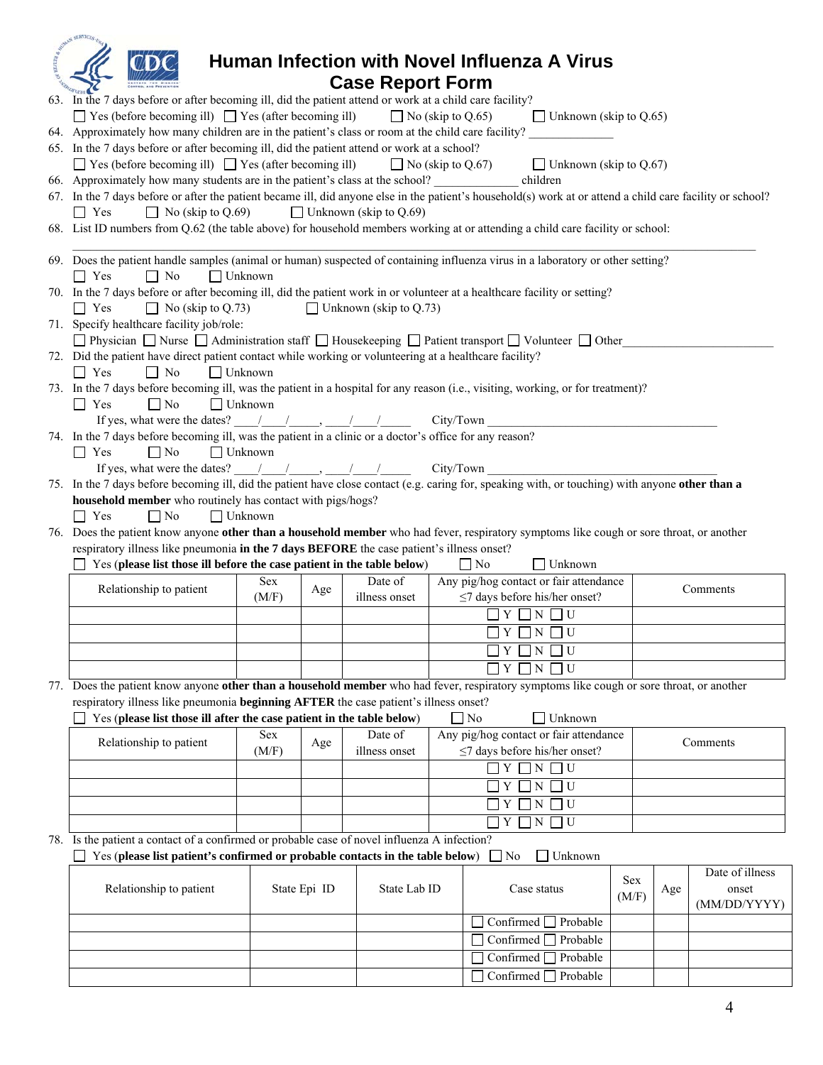# Human Infection with Novel Influenza A Virus Case Report Form

63. In the 7 days before or after becoming ill, did the patient attend or work at a child care facility?
    ☐ Yes (before becoming ill) ☐ Yes (after becoming ill) ☐ No (skip to Q.65) ☐ Unknown (skip to Q.65)
64. Approximately how many children are in the patient's class or room at the child care facility? _____________
65. In the 7 days before or after becoming ill, did the patient attend or work at a school?
    ☐ Yes (before becoming ill) ☐ Yes (after becoming ill) ☐ No (skip to Q.67) ☐ Unknown (skip to Q.67)
66. Approximately how many students are in the patient's class at the school? _____________ children
67. In the 7 days before or after the patient became ill, did anyone else in the patient's household(s) work at or attend a child care facility or school?
    ☐ Yes ☐ No (skip to Q.69) ☐ Unknown (skip to Q.69)
68. List ID numbers from Q.62 (the table above) for household members working at or attending a child care facility or school:
    ________________________________________________________________________________
69. Does the patient handle samples (animal or human) suspected of containing influenza virus in a laboratory or other setting?
    ☐ Yes ☐ No ☐ Unknown
70. In the 7 days before or after becoming ill, did the patient work in or volunteer at a healthcare facility or setting?
    ☐ Yes ☐ No (skip to Q.73) ☐ Unknown (skip to Q.73)
71. Specify healthcare facility job/role:
    ☐ Physician ☐ Nurse ☐ Administration staff ☐ Housekeeping ☐ Patient transport ☐ Volunteer ☐ Other________________________
72. Did the patient have direct patient contact while working or volunteering at a healthcare facility?
    ☐ Yes ☐ No ☐ Unknown
73. In the 7 days before becoming ill, was the patient in a hospital for any reason (i.e., visiting, working, or for treatment)?
    ☐ Yes ☐ No ☐ Unknown
    If yes, what were the dates? ____/____/_____, ____/____/_____ City/Town _____________________________________
74. In the 7 days before becoming ill, was the patient in a clinic or a doctor's office for any reason?
    ☐ Yes ☐ No ☐ Unknown
    If yes, what were the dates? ____/____/_____, ____/____/_____ City/Town _____________________________________
75. In the 7 days before becoming ill, did the patient have close contact (e.g. caring for, speaking with, or touching) with anyone **other than a household member** who routinely has contact with pigs/hogs?
    ☐ Yes ☐ No ☐ Unknown
76. Does the patient know anyone **other than a household member** who had fever, respiratory symptoms like cough or sore throat, or another respiratory illness like pneumonia **in the 7 days BEFORE** the case patient's illness onset?
    ☐ Yes (**please list those ill before the case patient in the table below**) ☐ No ☐ Unknown

| Relationship to patient | Sex (M/F) | Age | Date of illness onset | Any pig/hog contact or fair attendance ≤7 days before his/her onset? | Comments |
|---|---|---|---|---|---|
| | | | | ☐ Y ☐ N ☐ U | |
| | | | | ☐ Y ☐ N ☐ U | |
| | | | | ☐ Y ☐ N ☐ U | |
| | | | | ☐ Y ☐ N ☐ U | |

77. Does the patient know anyone **other than a household member** who had fever, respiratory symptoms like cough or sore throat, or another respiratory illness like pneumonia **beginning AFTER** the case patient's illness onset?
    ☐ Yes (**please list those ill after the case patient in the table below**) ☐ No ☐ Unknown

| Relationship to patient | Sex (M/F) | Age | Date of illness onset | Any pig/hog contact or fair attendance ≤7 days before his/her onset? | Comments |
|---|---|---|---|---|---|
| | | | | ☐ Y ☐ N ☐ U | |
| | | | | ☐ Y ☐ N ☐ U | |
| | | | | ☐ Y ☐ N ☐ U | |
| | | | | ☐ Y ☐ N ☐ U | |

78. Is the patient a contact of a confirmed or probable case of novel influenza A infection?
    ☐ Yes (**please list patient's confirmed or probable contacts in the table below**) ☐ No ☐ Unknown

| Relationship to patient | State Epi ID | State Lab ID | Case status | Sex (M/F) | Age | Date of illness onset (MM/DD/YYYY) |
|---|---|---|---|---|---|---|
| | | | ☐ Confirmed ☐ Probable | | | |
| | | | ☐ Confirmed ☐ Probable | | | |
| | | | ☐ Confirmed ☐ Probable | | | |
| | | | ☐ Confirmed ☐ Probable | | | |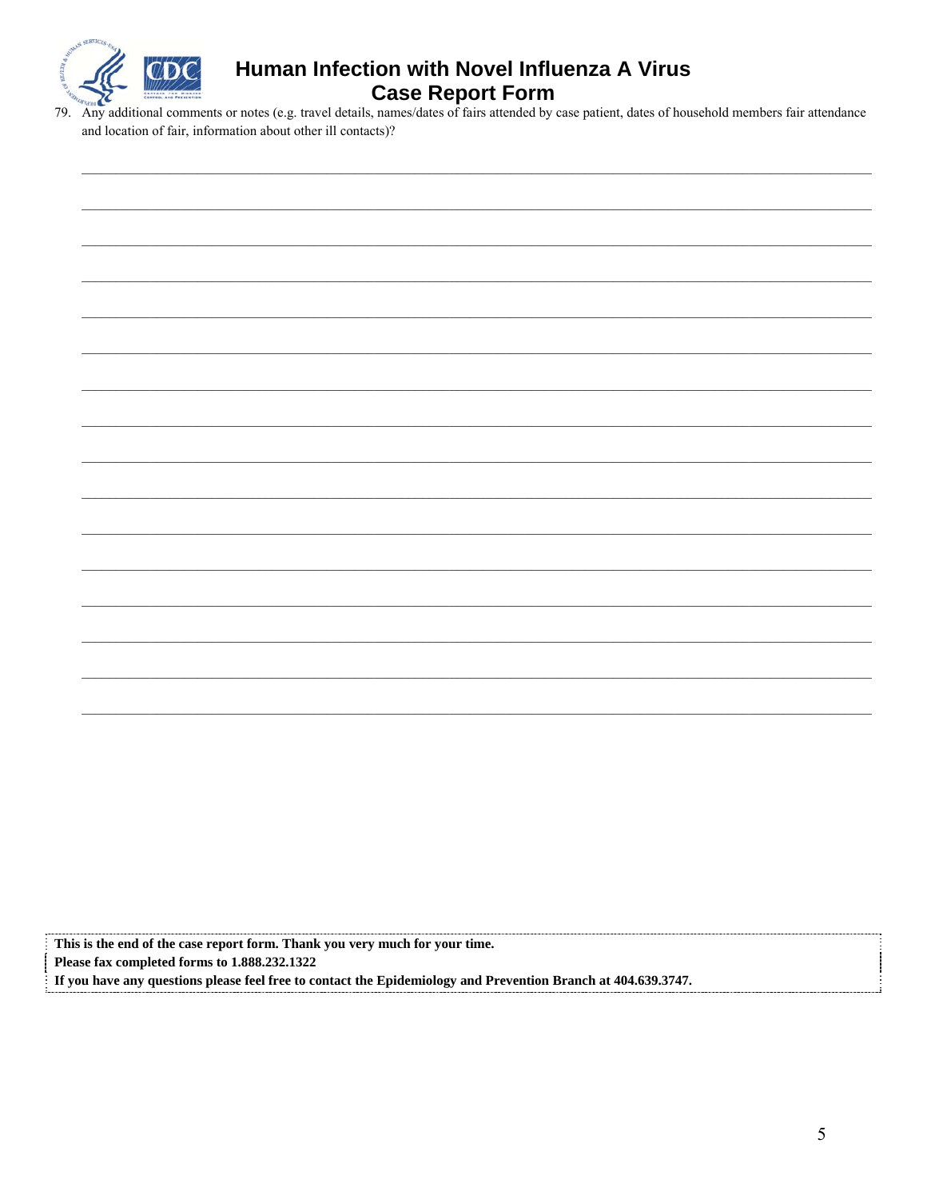79. Any additional comments or notes (e.g. travel details, names/dates of fairs attended by case patient, dates of household members fair attendance and location of fair, information about other ill contacts)?

\_\_\_\_\_\_\_\_\_\_\_\_\_\_\_\_\_\_\_\_\_\_\_\_\_\_\_\_\_\_\_\_\_\_\_\_\_\_\_\_\_\_\_\_\_\_\_\_\_\_\_\_\_\_\_\_\_\_\_\_\_\_\_\_\_\_\_\_\_\_\_\_\_\_\_\_\_\_

\_\_\_\_\_\_\_\_\_\_\_\_\_\_\_\_\_\_\_\_\_\_\_\_\_\_\_\_\_\_\_\_\_\_\_\_\_\_\_\_\_\_\_\_\_\_\_\_\_\_\_\_\_\_\_\_\_\_\_\_\_\_\_\_\_\_\_\_\_\_\_\_\_\_\_\_\_\_

\_\_\_\_\_\_\_\_\_\_\_\_\_\_\_\_\_\_\_\_\_\_\_\_\_\_\_\_\_\_\_\_\_\_\_\_\_\_\_\_\_\_\_\_\_\_\_\_\_\_\_\_\_\_\_\_\_\_\_\_\_\_\_\_\_\_\_\_\_\_\_\_\_\_\_\_\_\_

\_\_\_\_\_\_\_\_\_\_\_\_\_\_\_\_\_\_\_\_\_\_\_\_\_\_\_\_\_\_\_\_\_\_\_\_\_\_\_\_\_\_\_\_\_\_\_\_\_\_\_\_\_\_\_\_\_\_\_\_\_\_\_\_\_\_\_\_\_\_\_\_\_\_\_\_\_\_

\_\_\_\_\_\_\_\_\_\_\_\_\_\_\_\_\_\_\_\_\_\_\_\_\_\_\_\_\_\_\_\_\_\_\_\_\_\_\_\_\_\_\_\_\_\_\_\_\_\_\_\_\_\_\_\_\_\_\_\_\_\_\_\_\_\_\_\_\_\_\_\_\_\_\_\_\_\_

\_\_\_\_\_\_\_\_\_\_\_\_\_\_\_\_\_\_\_\_\_\_\_\_\_\_\_\_\_\_\_\_\_\_\_\_\_\_\_\_\_\_\_\_\_\_\_\_\_\_\_\_\_\_\_\_\_\_\_\_\_\_\_\_\_\_\_\_\_\_\_\_\_\_\_\_\_\_

\_\_\_\_\_\_\_\_\_\_\_\_\_\_\_\_\_\_\_\_\_\_\_\_\_\_\_\_\_\_\_\_\_\_\_\_\_\_\_\_\_\_\_\_\_\_\_\_\_\_\_\_\_\_\_\_\_\_\_\_\_\_\_\_\_\_\_\_\_\_\_\_\_\_\_\_\_\_

\_\_\_\_\_\_\_\_\_\_\_\_\_\_\_\_\_\_\_\_\_\_\_\_\_\_\_\_\_\_\_\_\_\_\_\_\_\_\_\_\_\_\_\_\_\_\_\_\_\_\_\_\_\_\_\_\_\_\_\_\_\_\_\_\_\_\_\_\_\_\_\_\_\_\_\_\_\_

\_\_\_\_\_\_\_\_\_\_\_\_\_\_\_\_\_\_\_\_\_\_\_\_\_\_\_\_\_\_\_\_\_\_\_\_\_\_\_\_\_\_\_\_\_\_\_\_\_\_\_\_\_\_\_\_\_\_\_\_\_\_\_\_\_\_\_\_\_\_\_\_\_\_\_\_\_\_

\_\_\_\_\_\_\_\_\_\_\_\_\_\_\_\_\_\_\_\_\_\_\_\_\_\_\_\_\_\_\_\_\_\_\_\_\_\_\_\_\_\_\_\_\_\_\_\_\_\_\_\_\_\_\_\_\_\_\_\_\_\_\_\_\_\_\_\_\_\_\_\_\_\_\_\_\_\_

\_\_\_\_\_\_\_\_\_\_\_\_\_\_\_\_\_\_\_\_\_\_\_\_\_\_\_\_\_\_\_\_\_\_\_\_\_\_\_\_\_\_\_\_\_\_\_\_\_\_\_\_\_\_\_\_\_\_\_\_\_\_\_\_\_\_\_\_\_\_\_\_\_\_\_\_\_\_

\_\_\_\_\_\_\_\_\_\_\_\_\_\_\_\_\_\_\_\_\_\_\_\_\_\_\_\_\_\_\_\_\_\_\_\_\_\_\_\_\_\_\_\_\_\_\_\_\_\_\_\_\_\_\_\_\_\_\_\_\_\_\_\_\_\_\_\_\_\_\_\_\_\_\_\_\_\_

\_\_\_\_\_\_\_\_\_\_\_\_\_\_\_\_\_\_\_\_\_\_\_\_\_\_\_\_\_\_\_\_\_\_\_\_\_\_\_\_\_\_\_\_\_\_\_\_\_\_\_\_\_\_\_\_\_\_\_\_\_\_\_\_\_\_\_\_\_\_\_\_\_\_\_\_\_\_

\_\_\_\_\_\_\_\_\_\_\_\_\_\_\_\_\_\_\_\_\_\_\_\_\_\_\_\_\_\_\_\_\_\_\_\_\_\_\_\_\_\_\_\_\_\_\_\_\_\_\_\_\_\_\_\_\_\_\_\_\_\_\_\_\_\_\_\_\_\_\_\_\_\_\_\_\_\_

\_\_\_\_\_\_\_\_\_\_\_\_\_\_\_\_\_\_\_\_\_\_\_\_\_\_\_\_\_\_\_\_\_\_\_\_\_\_\_\_\_\_\_\_\_\_\_\_\_\_\_\_\_\_\_\_\_\_\_\_\_\_\_\_\_\_\_\_\_\_\_\_\_\_\_\_\_\_

\_\_\_\_\_\_\_\_\_\_\_\_\_\_\_\_\_\_\_\_\_\_\_\_\_\_\_\_\_\_\_\_\_\_\_\_\_\_\_\_\_\_\_\_\_\_\_\_\_\_\_\_\_\_\_\_\_\_\_\_\_\_\_\_\_\_\_\_\_\_\_\_\_\_\_\_\_\_

**This is the end of the case report form. Thank you very much for your time.**
**Please fax completed forms to 1.888.232.1322**
**If you have any questions please feel free to contact the Epidemiology and Prevention Branch at 404.639.3747.**